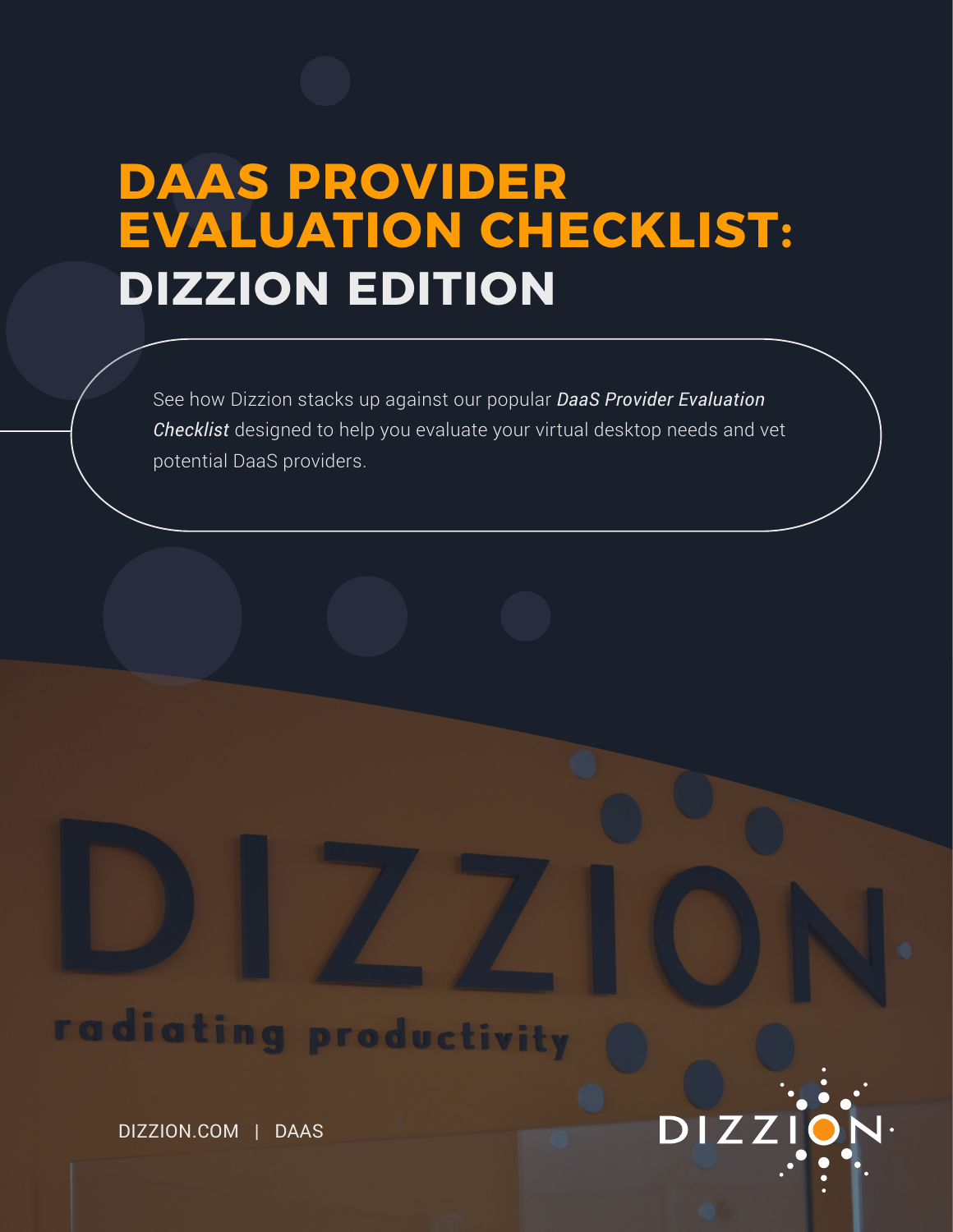# DAAS PROVIDER EVALUATION CHECKLIST: DIZZION EDITION

See how Dizzion stacks up against our popular ***DaaS Provider Evaluation Checklist*** designed to help you evaluate your virtual desktop needs and vet potential DaaS providers.

DIZZION.COM | DAAS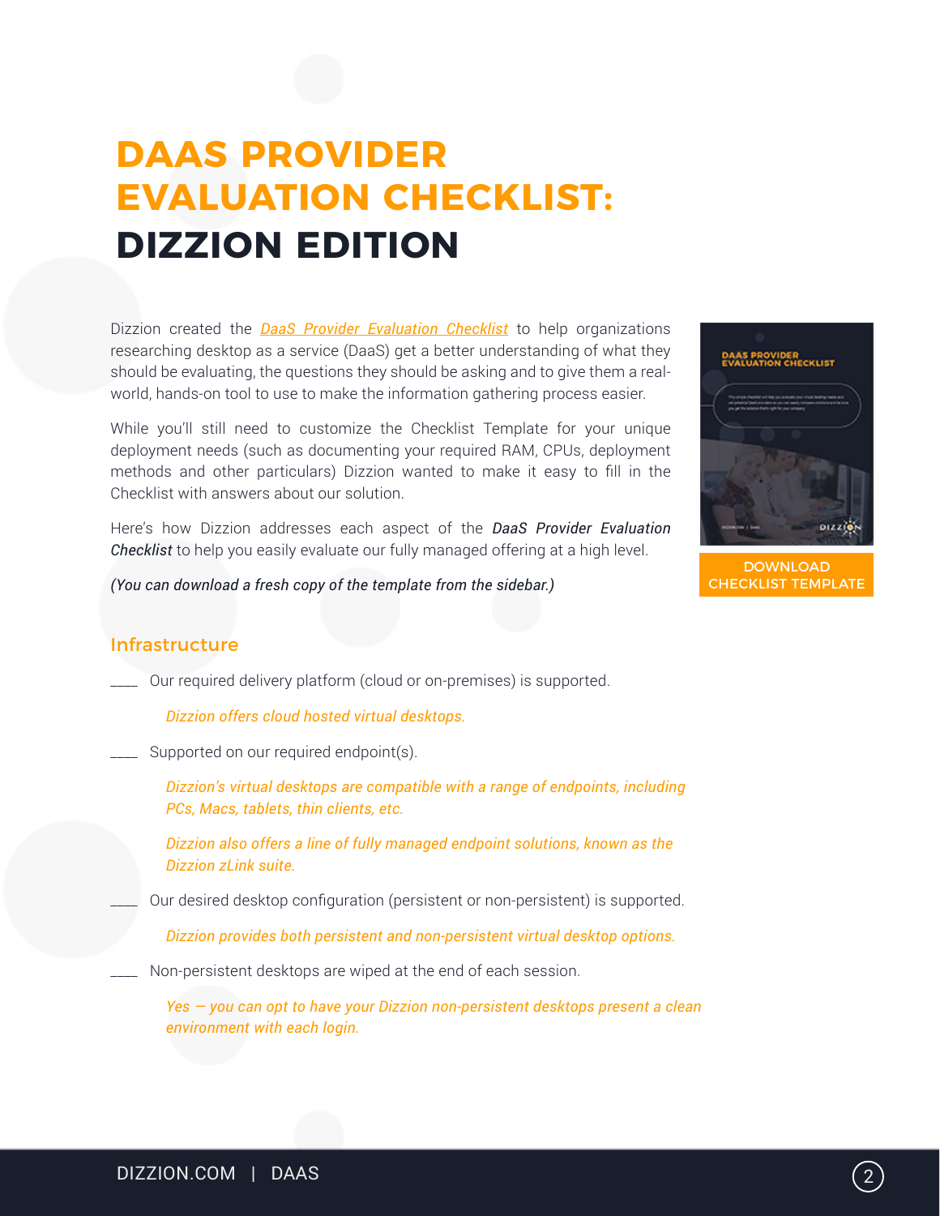# DAAS PROVIDER EVALUATION CHECKLIST: DIZZION EDITION

Dizzion created the *DaaS Provider Evaluation Checklist* to help organizations researching desktop as a service (DaaS) get a better understanding of what they should be evaluating, the questions they should be asking and to give them a real-world, hands-on tool to use to make the information gathering process easier.

While you'll still need to customize the Checklist Template for your unique deployment needs (such as documenting your required RAM, CPUs, deployment methods and other particulars) Dizzion wanted to make it easy to fill in the Checklist with answers about our solution.

Here's how Dizzion addresses each aspect of the ***DaaS Provider Evaluation Checklist*** to help you easily evaluate our fully managed offering at a high level.

*(You can download a fresh copy of the template from the sidebar.)*

DOWNLOAD CHECKLIST TEMPLATE

## Infrastructure

____ Our required delivery platform (cloud or on-premises) is supported.

*Dizzion offers cloud hosted virtual desktops.*

____ Supported on our required endpoint(s).

*Dizzion's virtual desktops are compatible with a range of endpoints, including PCs, Macs, tablets, thin clients, etc.*

*Dizzion also offers a line of fully managed endpoint solutions, known as the Dizzion zLink suite.*

____ Our desired desktop configuration (persistent or non-persistent) is supported.

*Dizzion provides both persistent and non-persistent virtual desktop options.*

____ Non-persistent desktops are wiped at the end of each session.

*Yes — you can opt to have your Dizzion non-persistent desktops present a clean environment with each login.*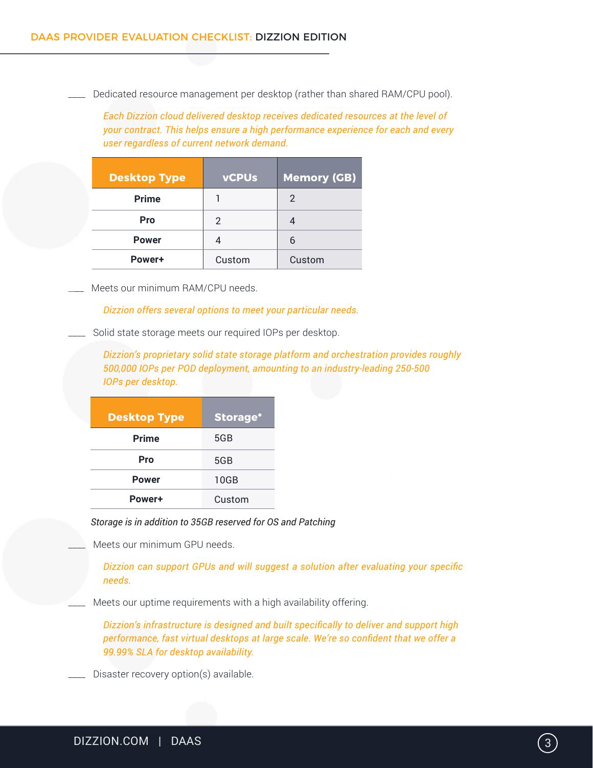____ Dedicated resource management per desktop (rather than shared RAM/CPU pool).

*Each Dizzion cloud delivered desktop receives dedicated resources at the level of your contract. This helps ensure a high performance experience for each and every user regardless of current network demand.*

| Desktop Type | vCPUs | Memory (GB) |
|---|---|---|
| **Prime** | 1 | 2 |
| **Pro** | 2 | 4 |
| **Power** | 4 | 6 |
| **Power+** | Custom | Custom |

____ Meets our minimum RAM/CPU needs.

*Dizzion offers several options to meet your particular needs.*

____ Solid state storage meets our required IOPs per desktop.

*Dizzion's proprietary solid state storage platform and orchestration provides roughly 500,000 IOPs per POD deployment, amounting to an industry-leading 250-500 IOPs per desktop.*

| Desktop Type | Storage* |
|---|---|
| **Prime** | 5GB |
| **Pro** | 5GB |
| **Power** | 10GB |
| **Power+** | Custom |

*Storage is in addition to 35GB reserved for OS and Patching*

____ Meets our minimum GPU needs.

*Dizzion can support GPUs and will suggest a solution after evaluating your specific needs.*

____ Meets our uptime requirements with a high availability offering.

*Dizzion's infrastructure is designed and built specifically to deliver and support high performance, fast virtual desktops at large scale. We're so confident that we offer a 99.99% SLA for desktop availability.*

____ Disaster recovery option(s) available.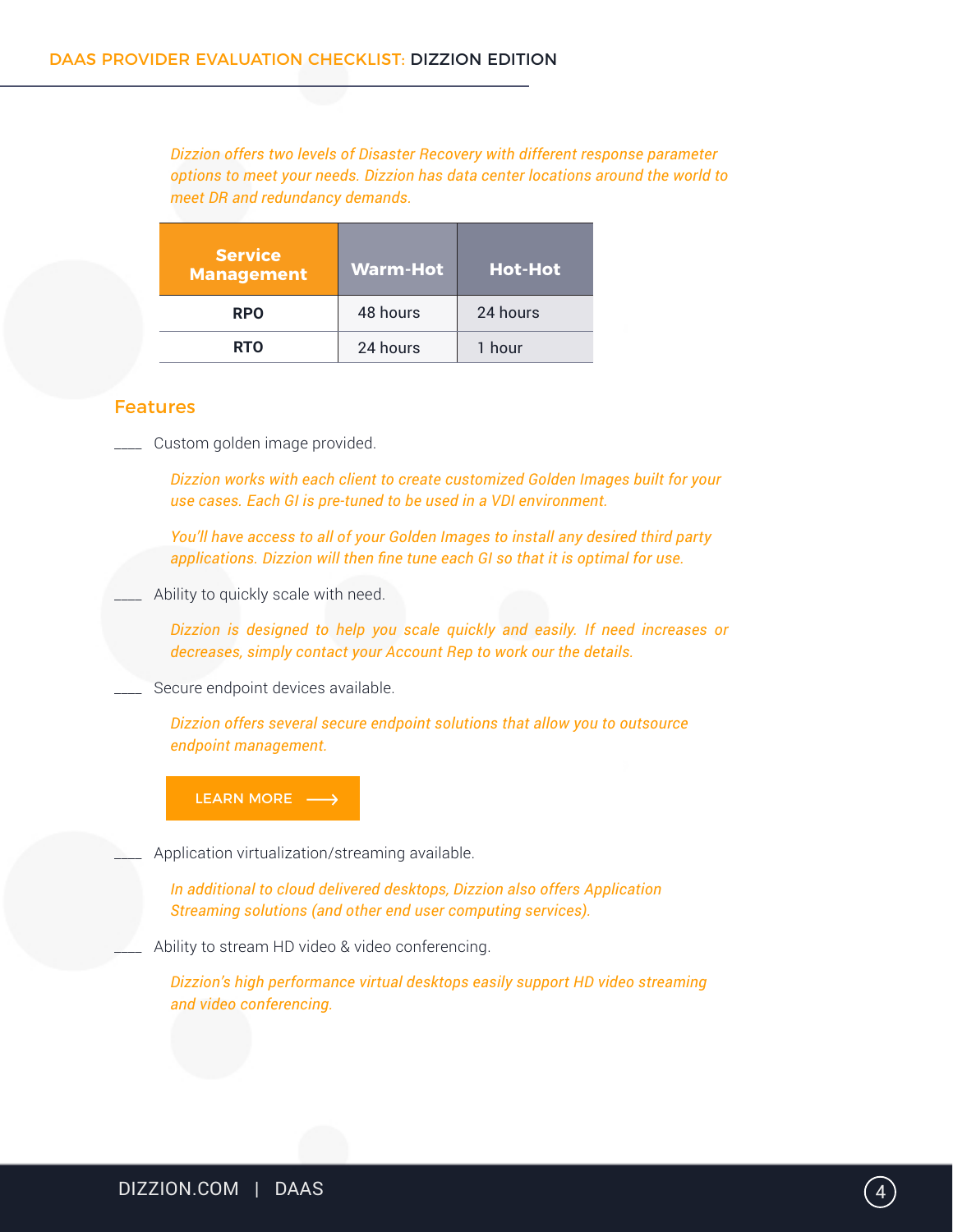*Dizzion offers two levels of Disaster Recovery with different response parameter options to meet your needs. Dizzion has data center locations around the world to meet DR and redundancy demands.*

| Service Management | Warm-Hot | Hot-Hot |
|---|---|---|
| RPO | 48 hours | 24 hours |
| RTO | 24 hours | 1 hour |

## Features

____ Custom golden image provided.

*Dizzion works with each client to create customized Golden Images built for your use cases. Each GI is pre-tuned to be used in a VDI environment.*

*You'll have access to all of your Golden Images to install any desired third party applications. Dizzion will then fine tune each GI so that it is optimal for use.*

____ Ability to quickly scale with need.

*Dizzion is designed to help you scale quickly and easily. If need increases or decreases, simply contact your Account Rep to work our the details.*

____ Secure endpoint devices available.

*Dizzion offers several secure endpoint solutions that allow you to outsource endpoint management.*

LEARN MORE ⟶

____ Application virtualization/streaming available.

*In additional to cloud delivered desktops, Dizzion also offers Application Streaming solutions (and other end user computing services).*

____ Ability to stream HD video & video conferencing.

*Dizzion's high performance virtual desktops easily support HD video streaming and video conferencing.*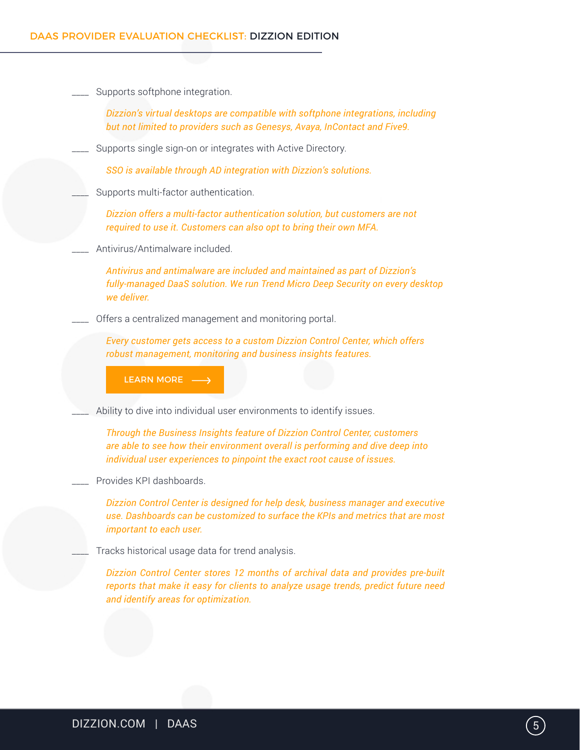____ Supports softphone integration.

*Dizzion's virtual desktops are compatible with softphone integrations, including but not limited to providers such as Genesys, Avaya, InContact and Five9.*

____ Supports single sign-on or integrates with Active Directory.

*SSO is available through AD integration with Dizzion's solutions.*

____ Supports multi-factor authentication.

*Dizzion offers a multi-factor authentication solution, but customers are not required to use it. Customers can also opt to bring their own MFA.*

____ Antivirus/Antimalware included.

*Antivirus and antimalware are included and maintained as part of Dizzion's fully-managed DaaS solution. We run Trend Micro Deep Security on every desktop we deliver.*

____ Offers a centralized management and monitoring portal.

*Every customer gets access to a custom Dizzion Control Center, which offers robust management, monitoring and business insights features.*

LEARN MORE ⟶

____ Ability to dive into individual user environments to identify issues.

*Through the Business Insights feature of Dizzion Control Center, customers are able to see how their environment overall is performing and dive deep into individual user experiences to pinpoint the exact root cause of issues.*

____ Provides KPI dashboards.

*Dizzion Control Center is designed for help desk, business manager and executive use. Dashboards can be customized to surface the KPIs and metrics that are most important to each user.*

____ Tracks historical usage data for trend analysis.

*Dizzion Control Center stores 12 months of archival data and provides pre-built reports that make it easy for clients to analyze usage trends, predict future need and identify areas for optimization.*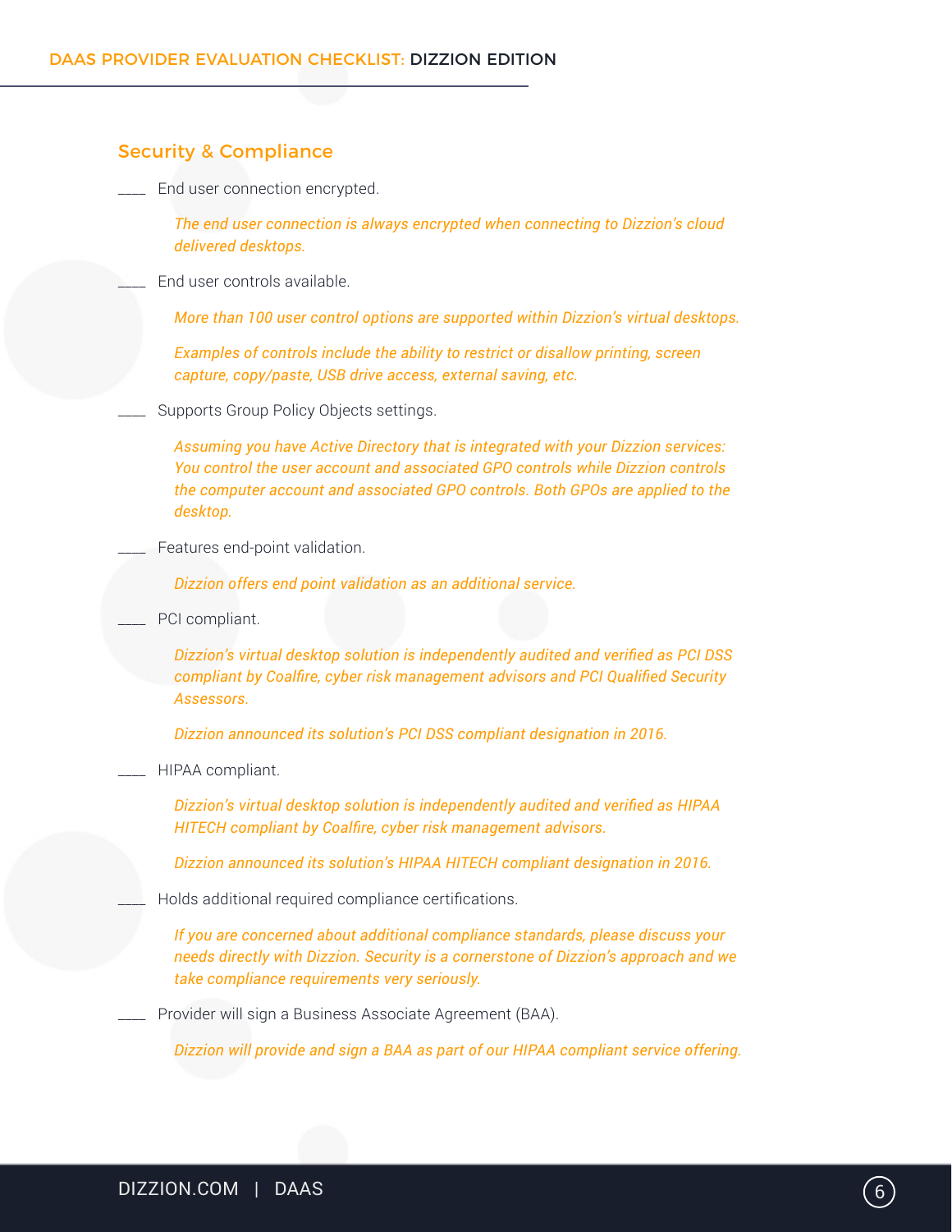## Security & Compliance

\_\_\_\_ End user connection encrypted.

*The end user connection is always encrypted when connecting to Dizzion's cloud delivered desktops.*

\_\_\_\_ End user controls available.

*More than 100 user control options are supported within Dizzion's virtual desktops.*

*Examples of controls include the ability to restrict or disallow printing, screen capture, copy/paste, USB drive access, external saving, etc.*

\_\_\_\_ Supports Group Policy Objects settings.

*Assuming you have Active Directory that is integrated with your Dizzion services: You control the user account and associated GPO controls while Dizzion controls the computer account and associated GPO controls. Both GPOs are applied to the desktop.*

\_\_\_\_ Features end-point validation.

*Dizzion offers end point validation as an additional service.*

\_\_\_\_ PCI compliant.

*Dizzion's virtual desktop solution is independently audited and verified as PCI DSS compliant by Coalfire, cyber risk management advisors and PCI Qualified Security Assessors.*

*Dizzion announced its solution's PCI DSS compliant designation in 2016.*

\_\_\_\_ HIPAA compliant.

*Dizzion's virtual desktop solution is independently audited and verified as HIPAA HITECH compliant by Coalfire, cyber risk management advisors.*

*Dizzion announced its solution's HIPAA HITECH compliant designation in 2016.*

\_\_\_\_ Holds additional required compliance certifications.

*If you are concerned about additional compliance standards, please discuss your needs directly with Dizzion. Security is a cornerstone of Dizzion's approach and we take compliance requirements very seriously.*

\_\_\_\_ Provider will sign a Business Associate Agreement (BAA).

*Dizzion will provide and sign a BAA as part of our HIPAA compliant service offering.*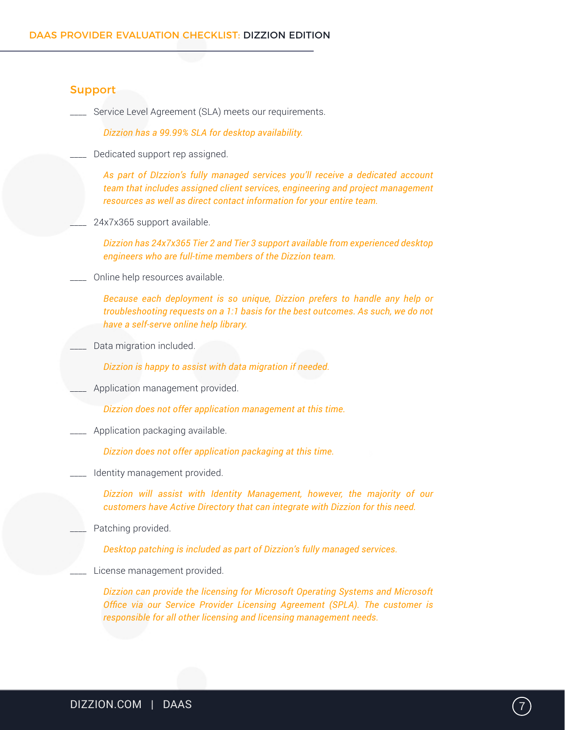## Support

___ Service Level Agreement (SLA) meets our requirements.

*Dizzion has a 99.99% SLA for desktop availability.*

___ Dedicated support rep assigned.

*As part of DIzzion's fully managed services you'll receive a dedicated account team that includes assigned client services, engineering and project management resources as well as direct contact information for your entire team.*

___ 24x7x365 support available.

*Dizzion has 24x7x365 Tier 2 and Tier 3 support available from experienced desktop engineers who are full-time members of the Dizzion team.*

___ Online help resources available.

*Because each deployment is so unique, Dizzion prefers to handle any help or troubleshooting requests on a 1:1 basis for the best outcomes. As such, we do not have a self-serve online help library.*

___ Data migration included.

*Dizzion is happy to assist with data migration if needed.*

___ Application management provided.

*Dizzion does not offer application management at this time.*

___ Application packaging available.

*Dizzion does not offer application packaging at this time.*

___ Identity management provided.

*Dizzion will assist with Identity Management, however, the majority of our customers have Active Directory that can integrate with Dizzion for this need.*

___ Patching provided.

*Desktop patching is included as part of Dizzion's fully managed services.*

___ License management provided.

*Dizzion can provide the licensing for Microsoft Operating Systems and Microsoft Office via our Service Provider Licensing Agreement (SPLA). The customer is responsible for all other licensing and licensing management needs.*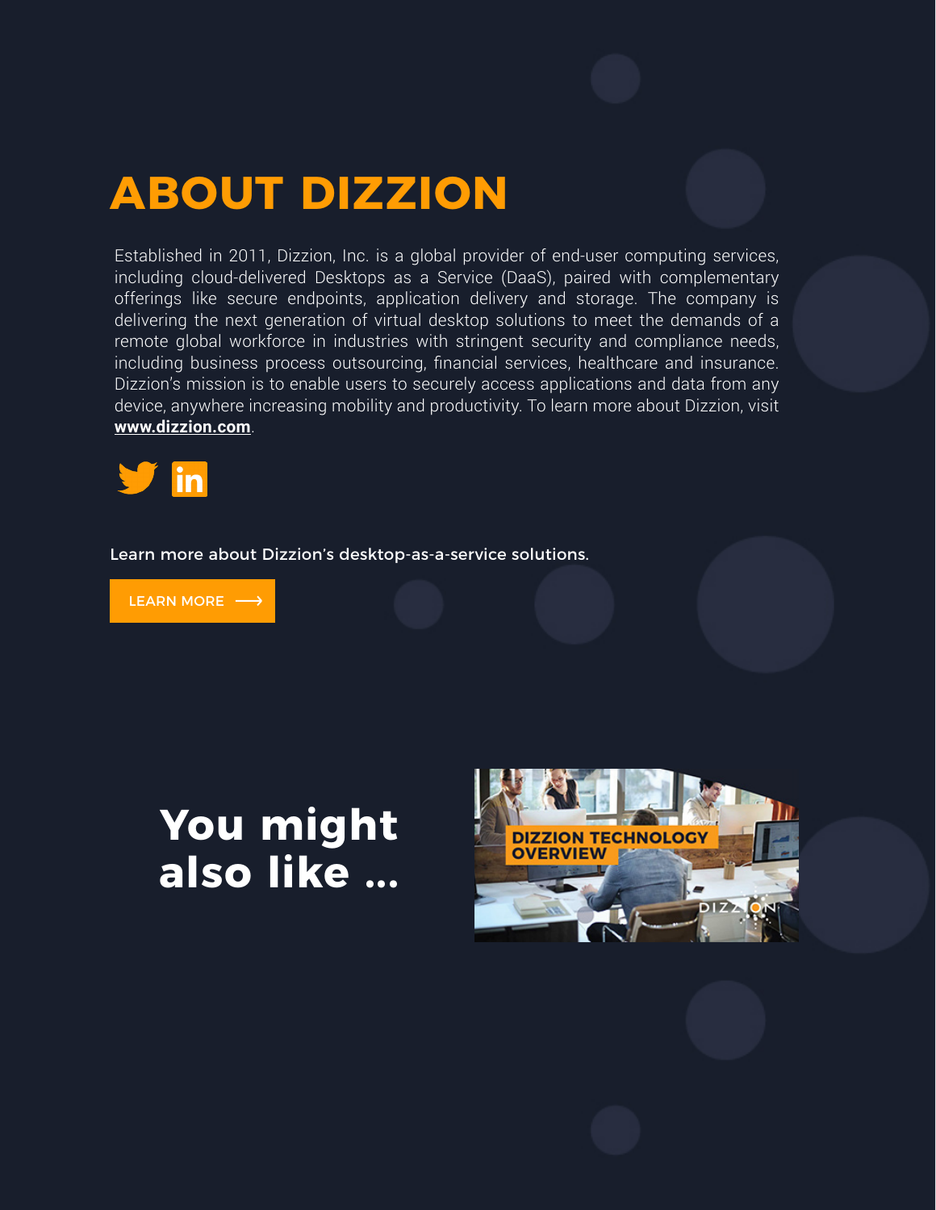# ABOUT DIZZION

Established in 2011, Dizzion, Inc. is a global provider of end-user computing services, including cloud-delivered Desktops as a Service (DaaS), paired with complementary offerings like secure endpoints, application delivery and storage. The company is delivering the next generation of virtual desktop solutions to meet the demands of a remote global workforce in industries with stringent security and compliance needs, including business process outsourcing, financial services, healthcare and insurance. Dizzion's mission is to enable users to securely access applications and data from any device, anywhere increasing mobility and productivity. To learn more about Dizzion, visit **www.dizzion.com**.

Learn more about Dizzion's desktop-as-a-service solutions.

LEARN MORE ⟶

## You might also like ...

DIZZION TECHNOLOGY OVERVIEW